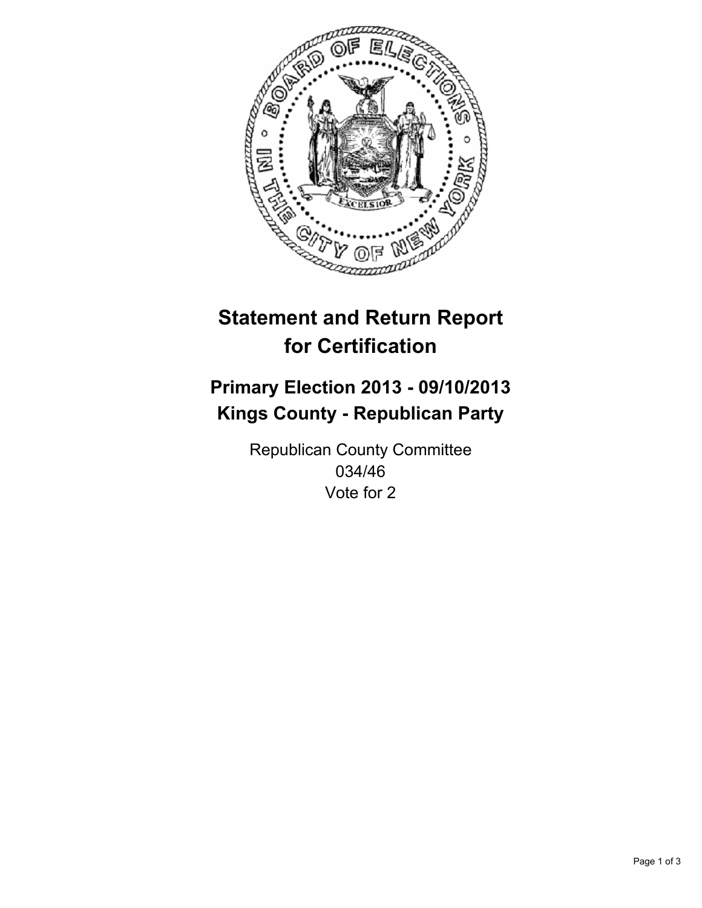# Statement and Return Report for Certification

## Primary Election 2013 - 09/10/2013
## Kings County - Republican Party

Republican County Committee
034/46
Vote for 2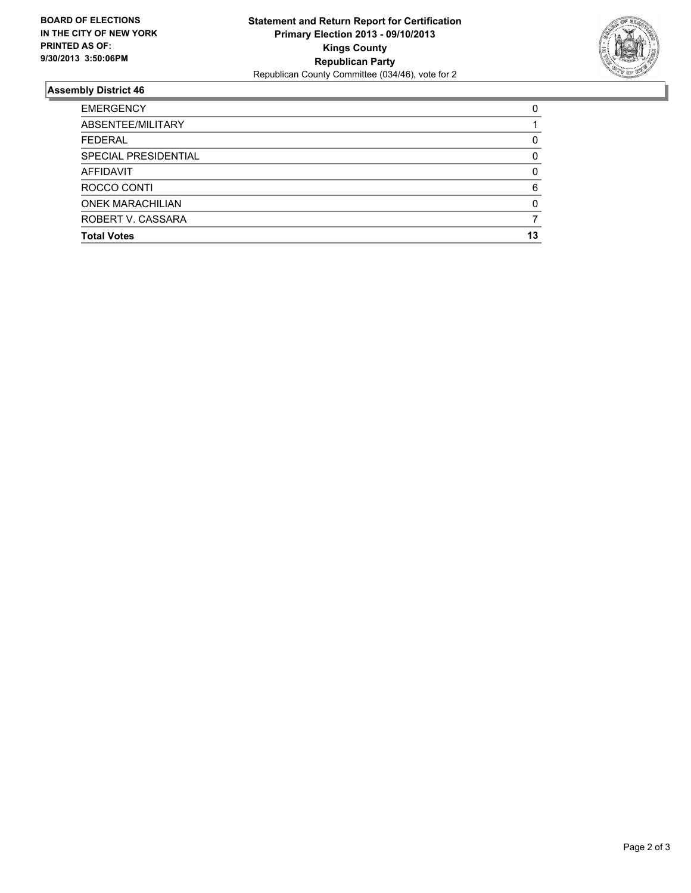**BOARD OF ELECTIONS IN THE CITY OF NEW YORK PRINTED AS OF: 9/30/2013 3:50:06PM**

**Statement and Return Report for Certification**
**Primary Election 2013 - 09/10/2013**
**Kings County**
**Republican Party**
Republican County Committee (034/46), vote for 2

## Assembly District 46

| | |
|---|---|
| EMERGENCY | 0 |
| ABSENTEE/MILITARY | 1 |
| FEDERAL | 0 |
| SPECIAL PRESIDENTIAL | 0 |
| AFFIDAVIT | 0 |
| ROCCO CONTI | 6 |
| ONEK MARACHILIAN | 0 |
| ROBERT V. CASSARA | 7 |
| **Total Votes** | **13** |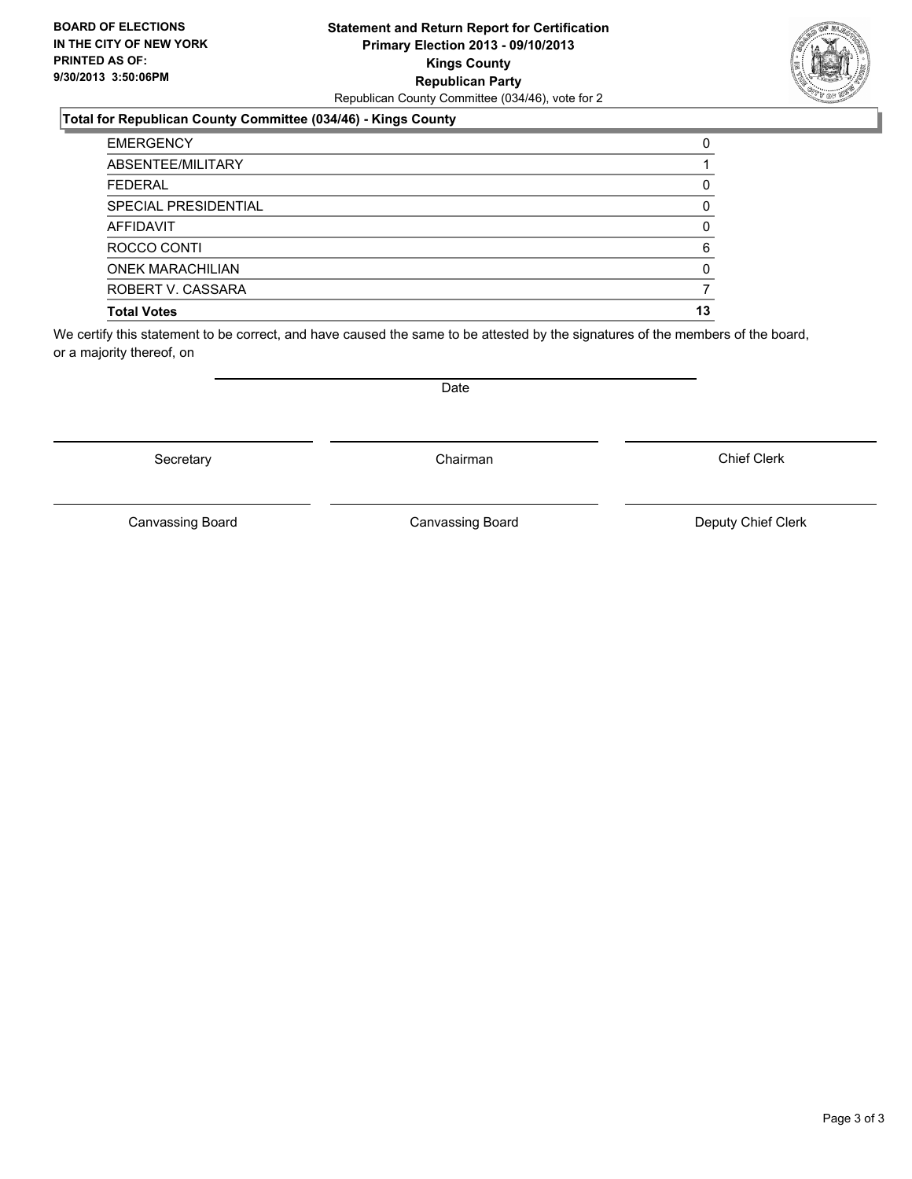**BOARD OF ELECTIONS IN THE CITY OF NEW YORK PRINTED AS OF: 9/30/2013 3:50:06PM**

**Statement and Return Report for Certification**
**Primary Election 2013 - 09/10/2013**
**Kings County**
**Republican Party**
Republican County Committee (034/46), vote for 2

### Total for Republican County Committee (034/46) - Kings County

| | |
|---|---|
| EMERGENCY | 0 |
| ABSENTEE/MILITARY | 1 |
| FEDERAL | 0 |
| SPECIAL PRESIDENTIAL | 0 |
| AFFIDAVIT | 0 |
| ROCCO CONTI | 6 |
| ONEK MARACHILIAN | 0 |
| ROBERT V. CASSARA | 7 |
| **Total Votes** | **13** |

We certify this statement to be correct, and have caused the same to be attested by the signatures of the members of the board, or a majority thereof, on

Date

Secretary | Chairman | Chief Clerk

Canvassing Board | Canvassing Board | Deputy Chief Clerk